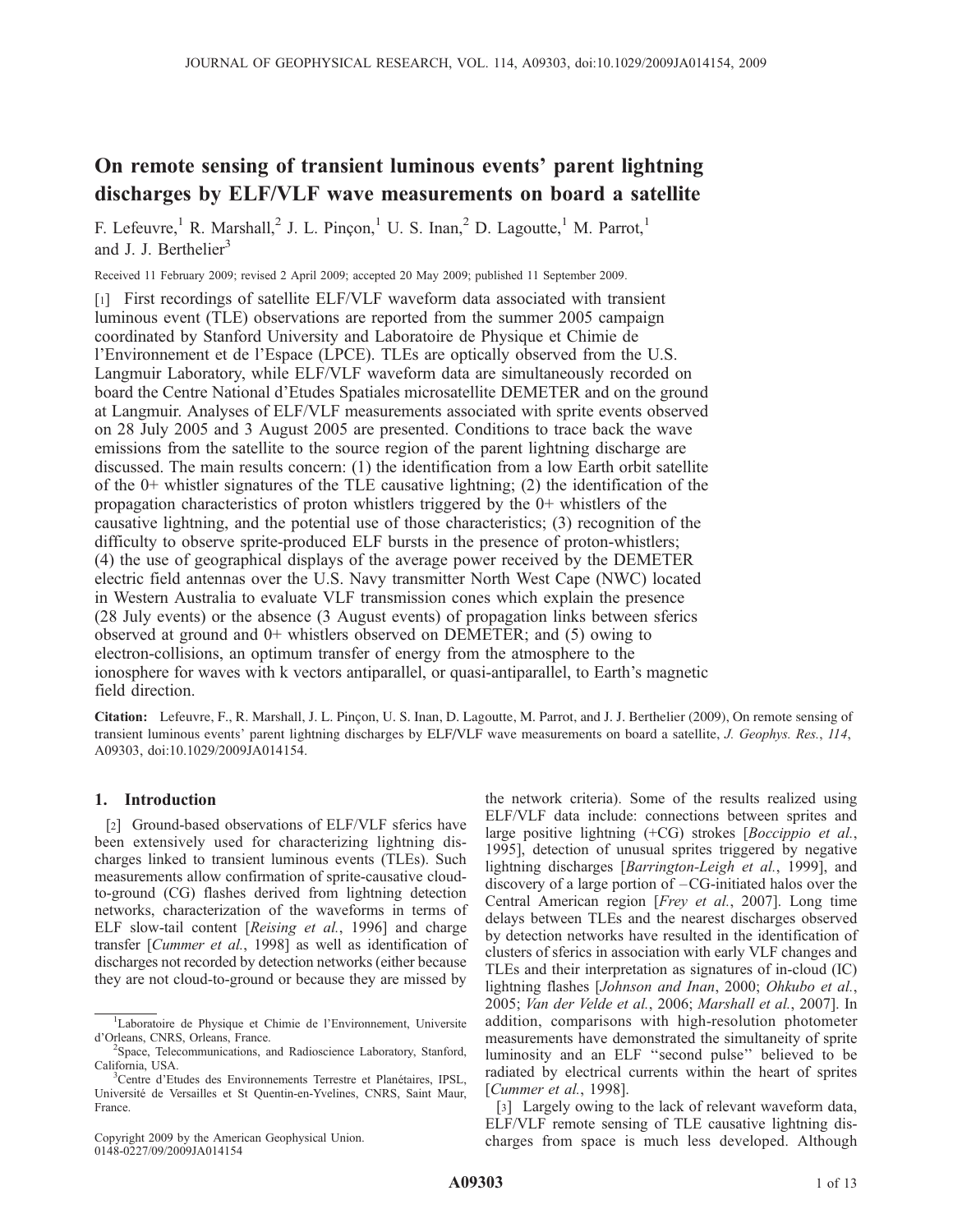# On remote sensing of transient luminous events' parent lightning discharges by ELF/VLF wave measurements on board a satellite

F. Lefeuvre,[1] R. Marshall,[2] J. L. Pinçon,[1] U. S. Inan,[2] D. Lagoutte,[1] M. Parrot,[1] and J. J. Berthelier[3]

Received 11 February 2009; revised 2 April 2009; accepted 20 May 2009; published 11 September 2009.

[1] First recordings of satellite ELF/VLF waveform data associated with transient luminous event (TLE) observations are reported from the summer 2005 campaign coordinated by Stanford University and Laboratoire de Physique et Chimie de l'Environnement et de l'Espace (LPCE). TLEs are optically observed from the U.S. Langmuir Laboratory, while ELF/VLF waveform data are simultaneously recorded on board the Centre National d'Etudes Spatiales microsatellite DEMETER and on the ground at Langmuir. Analyses of ELF/VLF measurements associated with sprite events observed on 28 July 2005 and 3 August 2005 are presented. Conditions to trace back the wave emissions from the satellite to the source region of the parent lightning discharge are discussed. The main results concern: (1) the identification from a low Earth orbit satellite of the 0+ whistler signatures of the TLE causative lightning; (2) the identification of the propagation characteristics of proton whistlers triggered by the 0+ whistlers of the causative lightning, and the potential use of those characteristics; (3) recognition of the difficulty to observe sprite-produced ELF bursts in the presence of proton-whistlers; (4) the use of geographical displays of the average power received by the DEMETER electric field antennas over the U.S. Navy transmitter North West Cape (NWC) located in Western Australia to evaluate VLF transmission cones which explain the presence (28 July events) or the absence (3 August events) of propagation links between sferics observed at ground and 0+ whistlers observed on DEMETER; and (5) owing to electron-collisions, an optimum transfer of energy from the atmosphere to the ionosphere for waves with k vectors antiparallel, or quasi-antiparallel, to Earth's magnetic field direction.

**Citation:** Lefeuvre, F., R. Marshall, J. L. Pinçon, U. S. Inan, D. Lagoutte, M. Parrot, and J. J. Berthelier (2009), On remote sensing of transient luminous events' parent lightning discharges by ELF/VLF wave measurements on board a satellite, *J. Geophys. Res.*, *114*, A09303, doi:10.1029/2009JA014154.

## 1. Introduction

[2] Ground-based observations of ELF/VLF sferics have been extensively used for characterizing lightning discharges linked to transient luminous events (TLEs). Such measurements allow confirmation of sprite-causative cloud-to-ground (CG) flashes derived from lightning detection networks, characterization of the waveforms in terms of ELF slow-tail content [*Reising et al.*, 1996] and charge transfer [*Cummer et al.*, 1998] as well as identification of discharges not recorded by detection networks (either because they are not cloud-to-ground or because they are missed by the network criteria). Some of the results realized using ELF/VLF data include: connections between sprites and large positive lightning (+CG) strokes [*Boccippio et al.*, 1995], detection of unusual sprites triggered by negative lightning discharges [*Barrington-Leigh et al.*, 1999], and discovery of a large portion of –CG-initiated halos over the Central American region [*Frey et al.*, 2007]. Long time delays between TLEs and the nearest discharges observed by detection networks have resulted in the identification of clusters of sferics in association with early VLF changes and TLEs and their interpretation as signatures of in-cloud (IC) lightning flashes [*Johnson and Inan*, 2000; *Ohkubo et al.*, 2005; *Van der Velde et al.*, 2006; *Marshall et al.*, 2007]. In addition, comparisons with high-resolution photometer measurements have demonstrated the simultaneity of sprite luminosity and an ELF "second pulse" believed to be radiated by electrical currents within the heart of sprites [*Cummer et al.*, 1998].

[3] Largely owing to the lack of relevant waveform data, ELF/VLF remote sensing of TLE causative lightning discharges from space is much less developed. Although

---

[1] Laboratoire de Physique et Chimie de l'Environnement, Universite d'Orleans, CNRS, Orleans, France.

[2] Space, Telecommunications, and Radioscience Laboratory, Stanford, California, USA.

[3] Centre d'Etudes des Environnements Terrestre et Planétaires, IPSL, Université de Versailles et St Quentin-en-Yvelines, CNRS, Saint Maur, France.

Copyright 2009 by the American Geophysical Union.
0148-0227/09/2009JA014154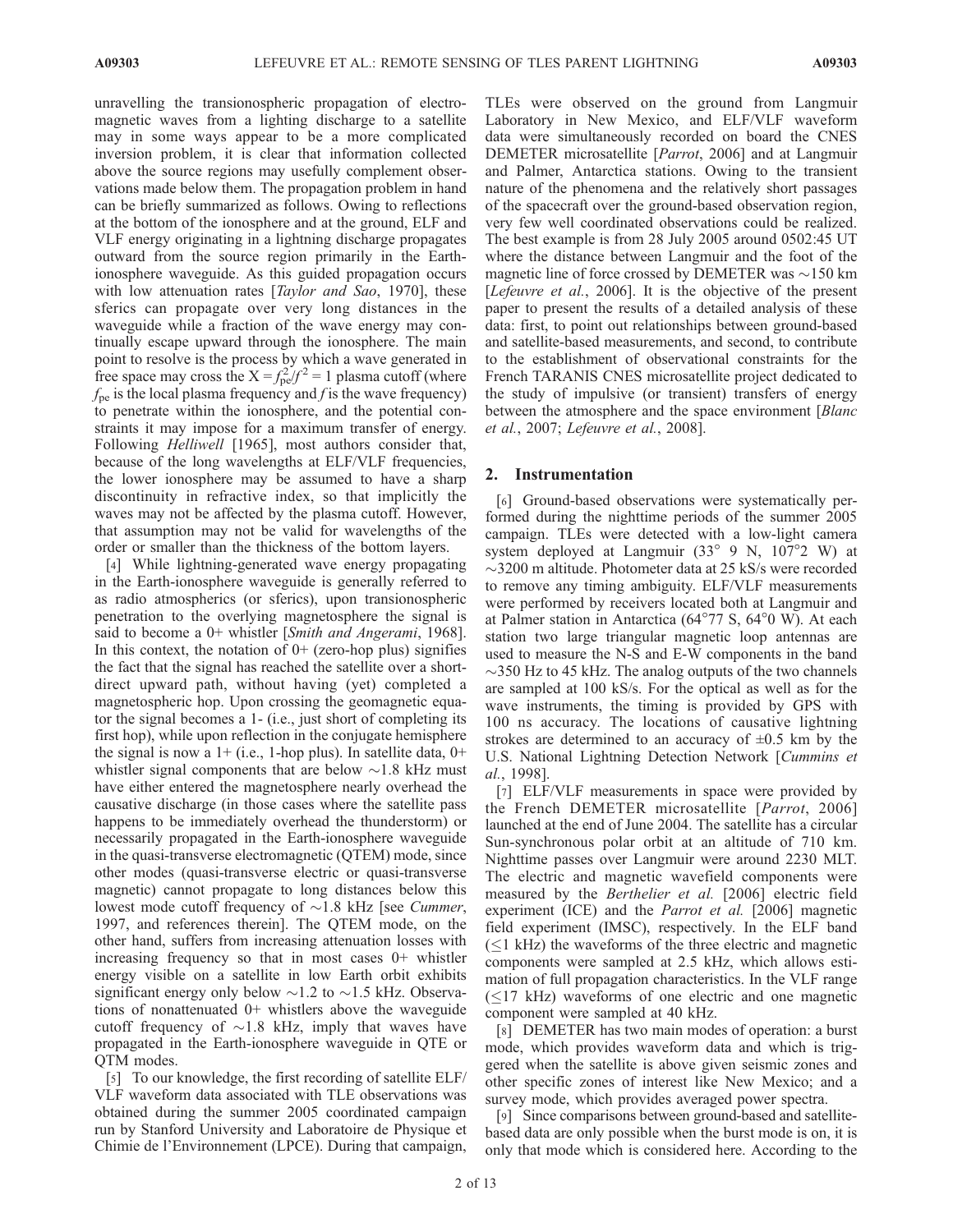unravelling the transionospheric propagation of electromagnetic waves from a lighting discharge to a satellite may in some ways appear to be a more complicated inversion problem, it is clear that information collected above the source regions may usefully complement observations made below them. The propagation problem in hand can be briefly summarized as follows. Owing to reflections at the bottom of the ionosphere and at the ground, ELF and VLF energy originating in a lightning discharge propagates outward from the source region primarily in the Earth-ionosphere waveguide. As this guided propagation occurs with low attenuation rates [*Taylor and Sao*, 1970], these sferics can propagate over very long distances in the waveguide while a fraction of the wave energy may continually escape upward through the ionosphere. The main point to resolve is the process by which a wave generated in free space may cross the $X = f_{pe}^2/f^2 = 1$ plasma cutoff (where $f_{pe}$ is the local plasma frequency and $f$ is the wave frequency) to penetrate within the ionosphere, and the potential constraints it may impose for a maximum transfer of energy. Following *Helliwell* [1965], most authors consider that, because of the long wavelengths at ELF/VLF frequencies, the lower ionosphere may be assumed to have a sharp discontinuity in refractive index, so that implicitly the waves may not be affected by the plasma cutoff. However, that assumption may not be valid for wavelengths of the order or smaller than the thickness of the bottom layers.

[4] While lightning-generated wave energy propagating in the Earth-ionosphere waveguide is generally referred to as radio atmospherics (or sferics), upon transionospheric penetration to the overlying magnetosphere the signal is said to become a 0+ whistler [*Smith and Angerami*, 1968]. In this context, the notation of 0+ (zero-hop plus) signifies the fact that the signal has reached the satellite over a short-direct upward path, without having (yet) completed a magnetospheric hop. Upon crossing the geomagnetic equator the signal becomes a 1- (i.e., just short of completing its first hop), while upon reflection in the conjugate hemisphere the signal is now a 1+ (i.e., 1-hop plus). In satellite data, 0+ whistler signal components that are below ~1.8 kHz must have either entered the magnetosphere nearly overhead the causative discharge (in those cases where the satellite pass happens to be immediately overhead the thunderstorm) or necessarily propagated in the Earth-ionosphere waveguide in the quasi-transverse electromagnetic (QTEM) mode, since other modes (quasi-transverse electric or quasi-transverse magnetic) cannot propagate to long distances below this lowest mode cutoff frequency of ~1.8 kHz [see *Cummer*, 1997, and references therein]. The QTEM mode, on the other hand, suffers from increasing attenuation losses with increasing frequency so that in most cases 0+ whistler energy visible on a satellite in low Earth orbit exhibits significant energy only below ~1.2 to ~1.5 kHz. Observations of nonattenuated 0+ whistlers above the waveguide cutoff frequency of ~1.8 kHz, imply that waves have propagated in the Earth-ionosphere waveguide in QTE or QTM modes.

[5] To our knowledge, the first recording of satellite ELF/VLF waveform data associated with TLE observations was obtained during the summer 2005 coordinated campaign run by Stanford University and Laboratoire de Physique et Chimie de l'Environnement (LPCE). During that campaign, TLEs were observed on the ground from Langmuir Laboratory in New Mexico, and ELF/VLF waveform data were simultaneously recorded on board the CNES DEMETER microsatellite [*Parrot*, 2006] and at Langmuir and Palmer, Antarctica stations. Owing to the transient nature of the phenomena and the relatively short passages of the spacecraft over the ground-based observation region, very few well coordinated observations could be realized. The best example is from 28 July 2005 around 0502:45 UT where the distance between Langmuir and the foot of the magnetic line of force crossed by DEMETER was ~150 km [*Lefeuvre et al.*, 2006]. It is the objective of the present paper to present the results of a detailed analysis of these data: first, to point out relationships between ground-based and satellite-based measurements, and second, to contribute to the establishment of observational constraints for the French TARANIS CNES microsatellite project dedicated to the study of impulsive (or transient) transfers of energy between the atmosphere and the space environment [*Blanc et al.*, 2007; *Lefeuvre et al.*, 2008].

## 2. Instrumentation

[6] Ground-based observations were systematically performed during the nighttime periods of the summer 2005 campaign. TLEs were detected with a low-light camera system deployed at Langmuir (33° 9 N, 107°2 W) at ~3200 m altitude. Photometer data at 25 kS/s were recorded to remove any timing ambiguity. ELF/VLF measurements were performed by receivers located both at Langmuir and at Palmer station in Antarctica (64°77 S, 64°0 W). At each station two large triangular magnetic loop antennas are used to measure the N-S and E-W components in the band ~350 Hz to 45 kHz. The analog outputs of the two channels are sampled at 100 kS/s. For the optical as well as for the wave instruments, the timing is provided by GPS with 100 ns accuracy. The locations of causative lightning strokes are determined to an accuracy of ±0.5 km by the U.S. National Lightning Detection Network [*Cummins et al.*, 1998].

[7] ELF/VLF measurements in space were provided by the French DEMETER microsatellite [*Parrot*, 2006] launched at the end of June 2004. The satellite has a circular Sun-synchronous polar orbit at an altitude of 710 km. Nighttime passes over Langmuir were around 2230 MLT. The electric and magnetic wavefield components were measured by the *Berthelier et al.* [2006] electric field experiment (ICE) and the *Parrot et al.* [2006] magnetic field experiment (IMSC), respectively. In the ELF band (≤1 kHz) the waveforms of the three electric and magnetic components were sampled at 2.5 kHz, which allows estimation of full propagation characteristics. In the VLF range (≤17 kHz) waveforms of one electric and one magnetic component were sampled at 40 kHz.

[8] DEMETER has two main modes of operation: a burst mode, which provides waveform data and which is triggered when the satellite is above given seismic zones and other specific zones of interest like New Mexico; and a survey mode, which provides averaged power spectra.

[9] Since comparisons between ground-based and satellite-based data are only possible when the burst mode is on, it is only that mode which is considered here. According to the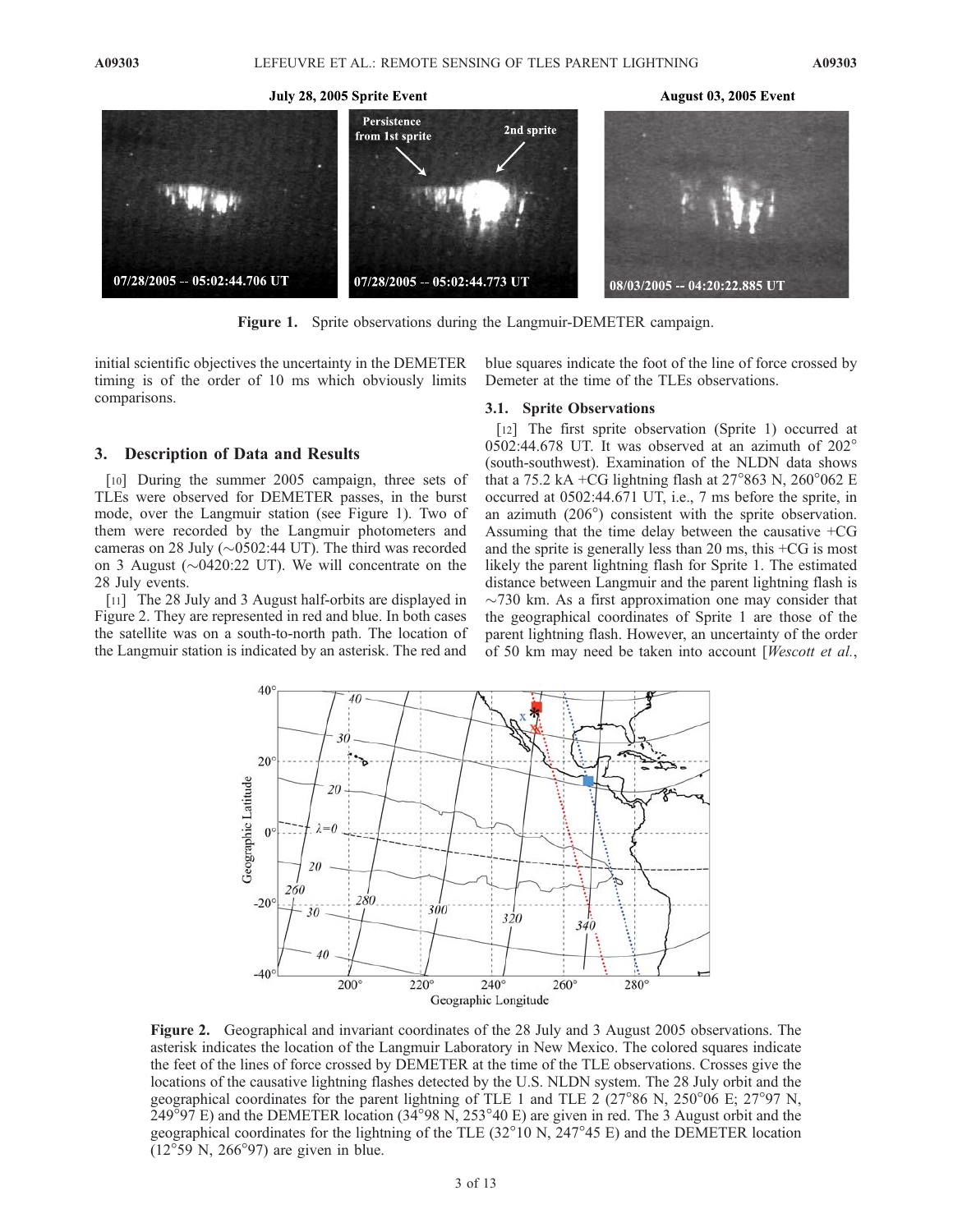**Figure 1.** Sprite observations during the Langmuir-DEMETER campaign.

initial scientific objectives the uncertainty in the DEMETER timing is of the order of 10 ms which obviously limits comparisons.

## 3. Description of Data and Results

[10] During the summer 2005 campaign, three sets of TLEs were observed for DEMETER passes, in the burst mode, over the Langmuir station (see Figure 1). Two of them were recorded by the Langmuir photometers and cameras on 28 July (~0502:44 UT). The third was recorded on 3 August (~0420:22 UT). We will concentrate on the 28 July events.

[11] The 28 July and 3 August half-orbits are displayed in Figure 2. They are represented in red and blue. In both cases the satellite was on a south-to-north path. The location of the Langmuir station is indicated by an asterisk. The red and blue squares indicate the foot of the line of force crossed by Demeter at the time of the TLEs observations.

### 3.1. Sprite Observations

[12] The first sprite observation (Sprite 1) occurred at 0502:44.678 UT. It was observed at an azimuth of 202° (south-southwest). Examination of the NLDN data shows that a 75.2 kA +CG lightning flash at 27°863 N, 260°062 E occurred at 0502:44.671 UT, i.e., 7 ms before the sprite, in an azimuth (206°) consistent with the sprite observation. Assuming that the time delay between the causative +CG and the sprite is generally less than 20 ms, this +CG is most likely the parent lightning flash for Sprite 1. The estimated distance between Langmuir and the parent lightning flash is ~730 km. As a first approximation one may consider that the geographical coordinates of Sprite 1 are those of the parent lightning flash. However, an uncertainty of the order of 50 km may need be taken into account [*Wescott et al.*,

**Figure 2.** Geographical and invariant coordinates of the 28 July and 3 August 2005 observations. The asterisk indicates the location of the Langmuir Laboratory in New Mexico. The colored squares indicate the feet of the lines of force crossed by DEMETER at the time of the TLE observations. Crosses give the locations of the causative lightning flashes detected by the U.S. NLDN system. The 28 July orbit and the geographical coordinates for the parent lightning of TLE 1 and TLE 2 (27°86 N, 250°06 E; 27°97 N, 249°97 E) and the DEMETER location (34°98 N, 253°40 E) are given in red. The 3 August orbit and the geographical coordinates for the lightning of the TLE (32°10 N, 247°45 E) and the DEMETER location (12°59 N, 266°97) are given in blue.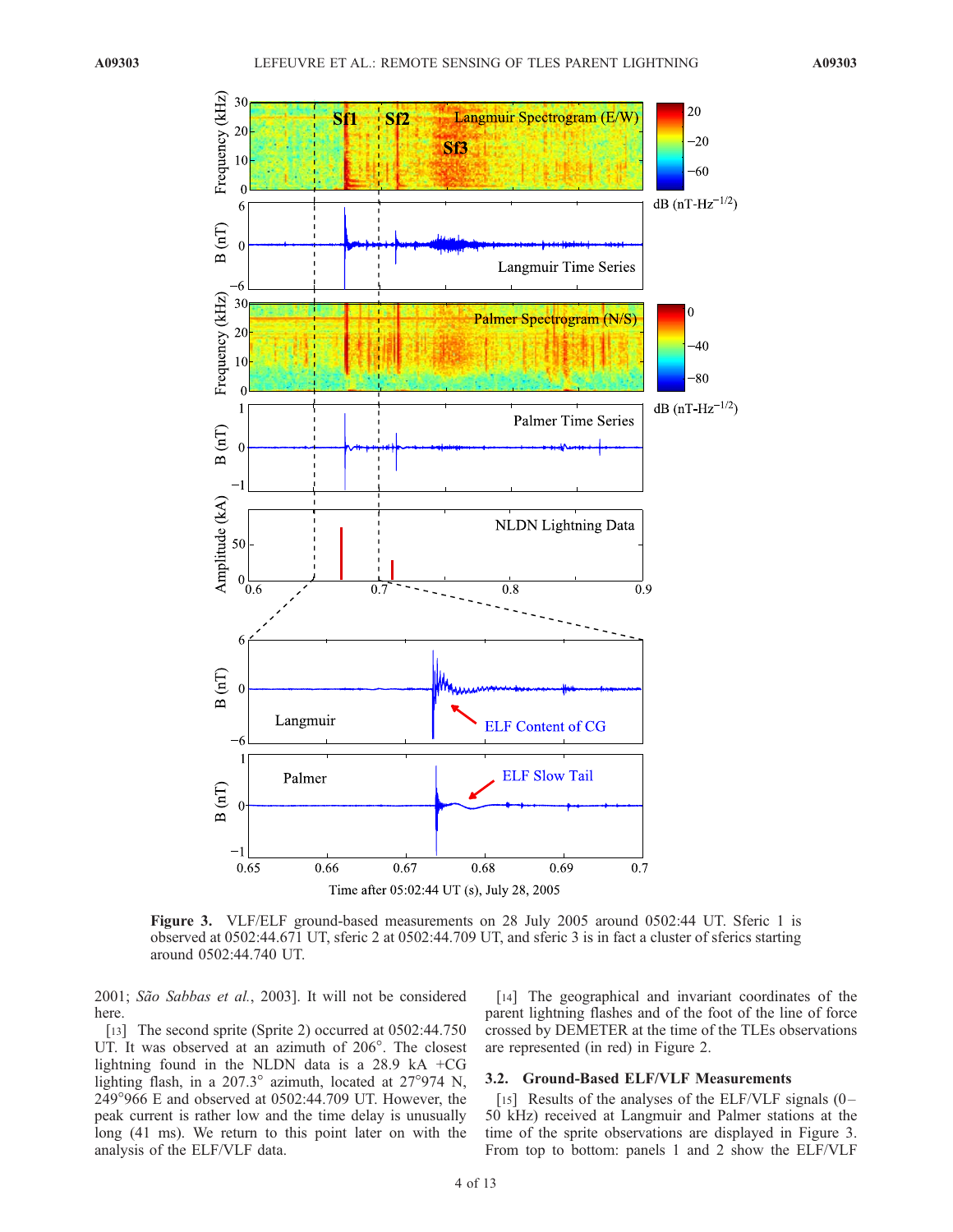**Figure 3.** VLF/ELF ground-based measurements on 28 July 2005 around 0502:44 UT. Sferic 1 is observed at 0502:44.671 UT, sferic 2 at 0502:44.709 UT, and sferic 3 is in fact a cluster of sferics starting around 0502:44.740 UT.

2001; *São Sabbas et al.*, 2003]. It will not be considered here.

[13] The second sprite (Sprite 2) occurred at 0502:44.750 UT. It was observed at an azimuth of 206°. The closest lightning found in the NLDN data is a 28.9 kA +CG lighting flash, in a 207.3° azimuth, located at 27°974 N, 249°966 E and observed at 0502:44.709 UT. However, the peak current is rather low and the time delay is unusually long (41 ms). We return to this point later on with the analysis of the ELF/VLF data.

[14] The geographical and invariant coordinates of the parent lightning flashes and of the foot of the line of force crossed by DEMETER at the time of the TLEs observations are represented (in red) in Figure 2.

### 3.2. Ground-Based ELF/VLF Measurements

[15] Results of the analyses of the ELF/VLF signals (0–50 kHz) received at Langmuir and Palmer stations at the time of the sprite observations are displayed in Figure 3. From top to bottom: panels 1 and 2 show the ELF/VLF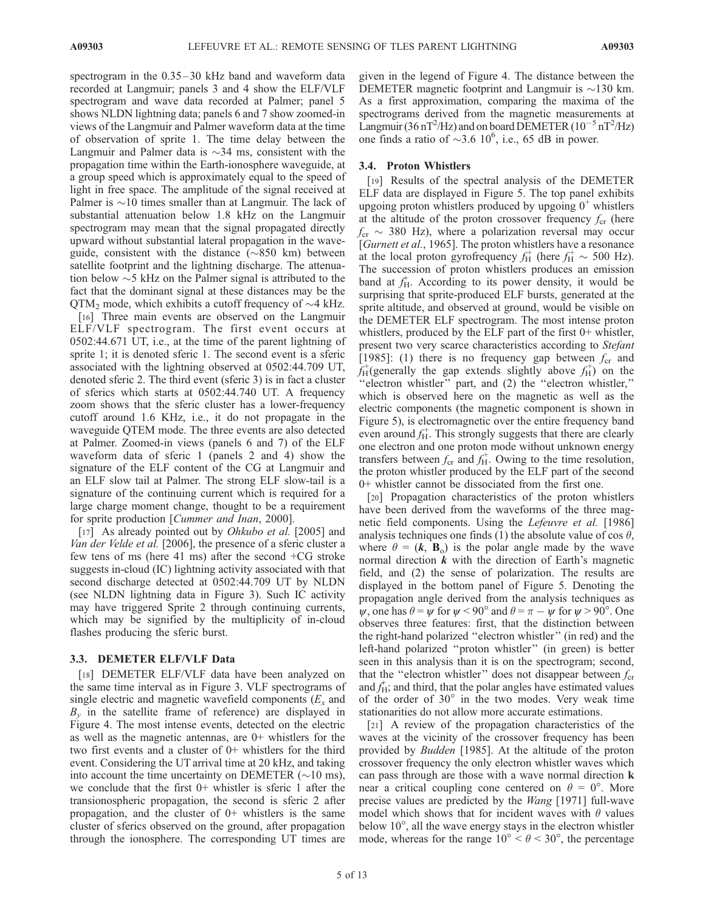spectrogram in the 0.35–30 kHz band and waveform data recorded at Langmuir; panels 3 and 4 show the ELF/VLF spectrogram and wave data recorded at Palmer; panel 5 shows NLDN lightning data; panels 6 and 7 show zoomed-in views of the Langmuir and Palmer waveform data at the time of observation of sprite 1. The time delay between the Langmuir and Palmer data is ~34 ms, consistent with the propagation time within the Earth-ionosphere waveguide, at a group speed which is approximately equal to the speed of light in free space. The amplitude of the signal received at Palmer is ~10 times smaller than at Langmuir. The lack of substantial attenuation below 1.8 kHz on the Langmuir spectrogram may mean that the signal propagated directly upward without substantial lateral propagation in the waveguide, consistent with the distance (~850 km) between satellite footprint and the lightning discharge. The attenuation below ~5 kHz on the Palmer signal is attributed to the fact that the dominant signal at these distances may be the $QTM_2$ mode, which exhibits a cutoff frequency of ~4 kHz.

[16] Three main events are observed on the Langmuir ELF/VLF spectrogram. The first event occurs at 0502:44.671 UT, i.e., at the time of the parent lightning of sprite 1; it is denoted sferic 1. The second event is a sferic associated with the lightning observed at 0502:44.709 UT, denoted sferic 2. The third event (sferic 3) is in fact a cluster of sferics which starts at 0502:44.740 UT. A frequency zoom shows that the sferic cluster has a lower-frequency cutoff around 1.6 KHz, i.e., it do not propagate in the waveguide QTEM mode. The three events are also detected at Palmer. Zoomed-in views (panels 6 and 7) of the ELF waveform data of sferic 1 (panels 2 and 4) show the signature of the ELF content of the CG at Langmuir and an ELF slow tail at Palmer. The strong ELF slow-tail is a signature of the continuing current which is required for a large charge moment change, thought to be a requirement for sprite production [*Cummer and Inan*, 2000].

[17] As already pointed out by *Ohkubo et al.* [2005] and *Van der Velde et al.* [2006], the presence of a sferic cluster a few tens of ms (here 41 ms) after the second +CG stroke suggests in-cloud (IC) lightning activity associated with that second discharge detected at 0502:44.709 UT by NLDN (see NLDN lightning data in Figure 3). Such IC activity may have triggered Sprite 2 through continuing currents, which may be signified by the multiplicity of in-cloud flashes producing the sferic burst.

### 3.3. DEMETER ELF/VLF Data

[18] DEMETER ELF/VLF data have been analyzed on the same time interval as in Figure 3. VLF spectrograms of single electric and magnetic wavefield components ($E_x$ and $B_y$ in the satellite frame of reference) are displayed in Figure 4. The most intense events, detected on the electric as well as the magnetic antennas, are 0+ whistlers for the two first events and a cluster of 0+ whistlers for the third event. Considering the UT arrival time at 20 kHz, and taking into account the time uncertainty on DEMETER (~10 ms), we conclude that the first 0+ whistler is sferic 1 after the transionospheric propagation, the second is sferic 2 after propagation, and the cluster of 0+ whistlers is the same cluster of sferics observed on the ground, after propagation through the ionosphere. The corresponding UT times are given in the legend of Figure 4. The distance between the DEMETER magnetic footprint and Langmuir is ~130 km. As a first approximation, comparing the maxima of the spectrograms derived from the magnetic measurements at Langmuir (36 $nT^2/Hz$) and on board DEMETER ($10^{-5}$ $nT^2/Hz$) one finds a ratio of ~3.6 $10^6$, i.e., 65 dB in power.

### 3.4. Proton Whistlers

[19] Results of the spectral analysis of the DEMETER ELF data are displayed in Figure 5. The top panel exhibits upgoing proton whistlers produced by upgoing $0^+$ whistlers at the altitude of the proton crossover frequency $f_{cr}$ (here $f_{cr}$ ~ 380 Hz), where a polarization reversal may occur [*Gurnett et al.*, 1965]. The proton whistlers have a resonance at the local proton gyrofrequency $f_H^+$ (here $f_H^+$ ~ 500 Hz). The succession of proton whistlers produces an emission band at $f_H^+$. According to its power density, it would be surprising that sprite-produced ELF bursts, generated at the sprite altitude, and observed at ground, would be visible on the DEMETER ELF spectrogram. The most intense proton whistlers, produced by the ELF part of the first 0+ whistler, present two very scarce characteristics according to *Stefant* [1985]: (1) there is no frequency gap between $f_{cr}$ and $f_H^+$(generally the gap extends slightly above $f_H^+$) on the "electron whistler" part, and (2) the "electron whistler," which is observed here on the magnetic as well as the electric components (the magnetic component is shown in Figure 5), is electromagnetic over the entire frequency band even around $f_H^+$. This strongly suggests that there are clearly one electron and one proton mode without unknown energy transfers between $f_{cr}$ and $f_H^+$. Owing to the time resolution, the proton whistler produced by the ELF part of the second 0+ whistler cannot be dissociated from the first one.

[20] Propagation characteristics of the proton whistlers have been derived from the waveforms of the three magnetic field components. Using the *Lefeuvre et al.* [1986] analysis techniques one finds (1) the absolute value of cos $\theta$, where $\theta = (\boldsymbol{k}, \mathbf{B}_o)$ is the polar angle made by the wave normal direction $\boldsymbol{k}$ with the direction of Earth's magnetic field, and (2) the sense of polarization. The results are displayed in the bottom panel of Figure 5. Denoting the propagation angle derived from the analysis techniques as $\psi$, one has $\theta = \psi$ for $\psi < 90°$ and $\theta = \pi - \psi$ for $\psi > 90°$. One observes three features: first, that the distinction between the right-hand polarized "electron whistler" (in red) and the left-hand polarized "proton whistler" (in green) is better seen in this analysis than it is on the spectrogram; second, that the "electron whistler" does not disappear between $f_{cr}$ and $f_H^+$; and third, that the polar angles have estimated values of the order of 30° in the two modes. Very weak time stationarities do not allow more accurate estimations.

[21] A review of the propagation characteristics of the waves at the vicinity of the crossover frequency has been provided by *Budden* [1985]. At the altitude of the proton crossover frequency the only electron whistler waves which can pass through are those with a wave normal direction **k** near a critical coupling cone centered on $\theta = 0°$. More precise values are predicted by the *Wang* [1971] full-wave model which shows that for incident waves with $\theta$ values below 10°, all the wave energy stays in the electron whistler mode, whereas for the range 10° < $\theta$ < 30°, the percentage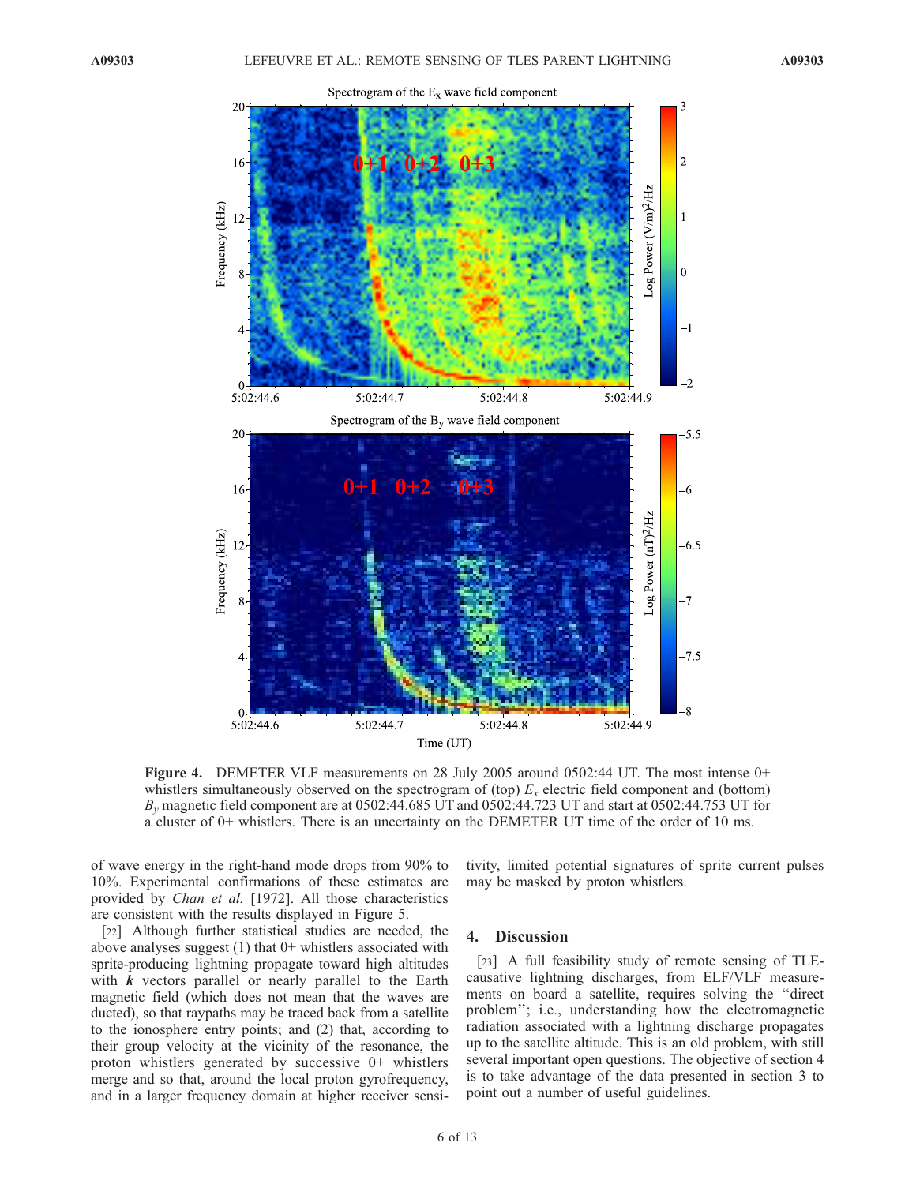**Figure 4.** DEMETER VLF measurements on 28 July 2005 around 0502:44 UT. The most intense 0+ whistlers simultaneously observed on the spectrogram of (top) $E_x$ electric field component and (bottom) $B_y$ magnetic field component are at 0502:44.685 UT and 0502:44.723 UT and start at 0502:44.753 UT for a cluster of 0+ whistlers. There is an uncertainty on the DEMETER UT time of the order of 10 ms.

of wave energy in the right-hand mode drops from 90% to 10%. Experimental confirmations of these estimates are provided by *Chan et al.* [1972]. All those characteristics are consistent with the results displayed in Figure 5.

[22] Although further statistical studies are needed, the above analyses suggest (1) that 0+ whistlers associated with sprite-producing lightning propagate toward high altitudes with $\boldsymbol{k}$ vectors parallel or nearly parallel to the Earth magnetic field (which does not mean that the waves are ducted), so that raypaths may be traced back from a satellite to the ionosphere entry points; and (2) that, according to their group velocity at the vicinity of the resonance, the proton whistlers generated by successive 0+ whistlers merge and so that, around the local proton gyrofrequency, and in a larger frequency domain at higher receiver sensitivity, limited potential signatures of sprite current pulses may be masked by proton whistlers.

## 4. Discussion

[23] A full feasibility study of remote sensing of TLE-causative lightning discharges, from ELF/VLF measurements on board a satellite, requires solving the "direct problem"; i.e., understanding how the electromagnetic radiation associated with a lightning discharge propagates up to the satellite altitude. This is an old problem, with still several important open questions. The objective of section 4 is to take advantage of the data presented in section 3 to point out a number of useful guidelines.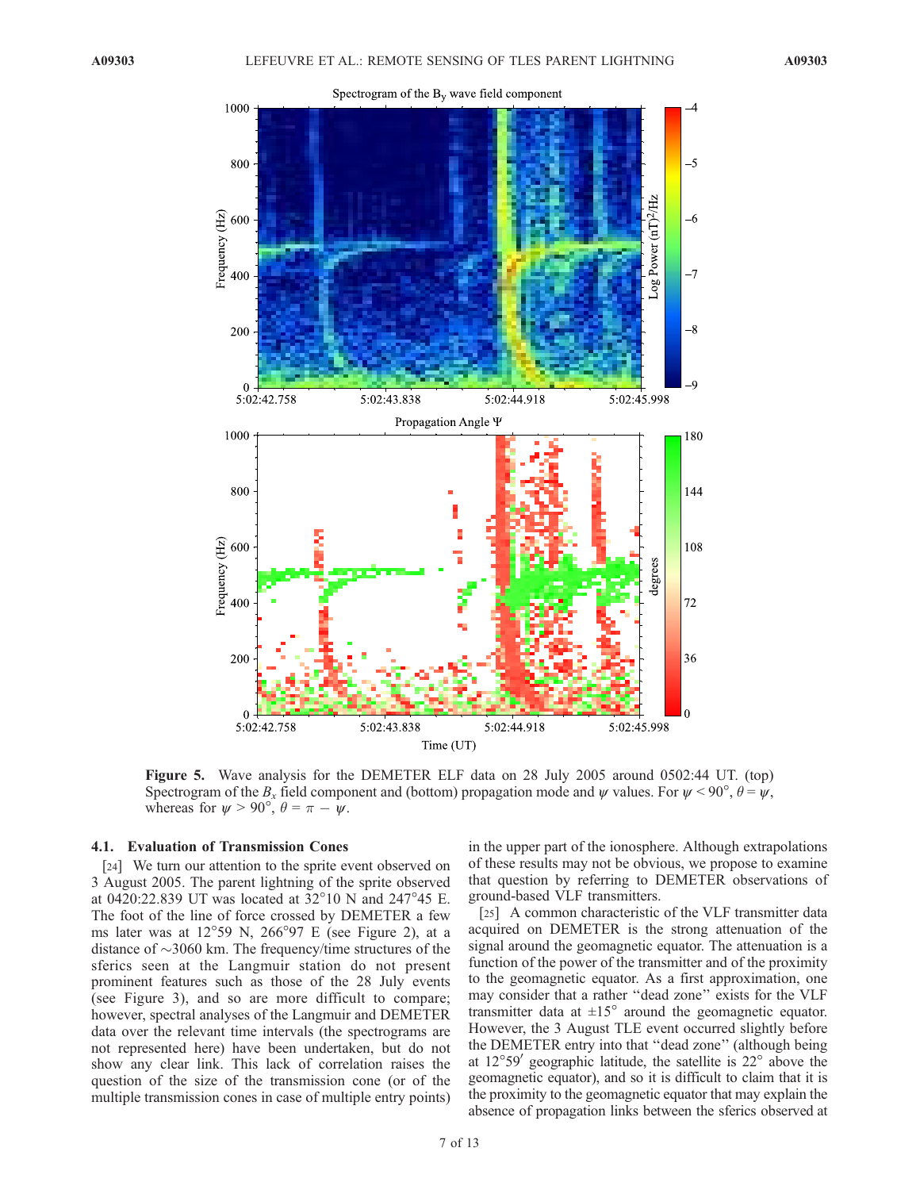Figure 5. Wave analysis for the DEMETER ELF data on 28 July 2005 around 0502:44 UT. (top) Spectrogram of the $B_x$ field component and (bottom) propagation mode and $\psi$ values. For $\psi < 90°$, $\theta = \psi$, whereas for $\psi > 90°$, $\theta = \pi - \psi$.

### 4.1. Evaluation of Transmission Cones

[24] We turn our attention to the sprite event observed on 3 August 2005. The parent lightning of the sprite observed at 0420:22.839 UT was located at 32°10 N and 247°45 E. The foot of the line of force crossed by DEMETER a few ms later was at 12°59 N, 266°97 E (see Figure 2), at a distance of ~3060 km. The frequency/time structures of the sferics seen at the Langmuir station do not present prominent features such as those of the 28 July events (see Figure 3), and so are more difficult to compare; however, spectral analyses of the Langmuir and DEMETER data over the relevant time intervals (the spectrograms are not represented here) have been undertaken, but do not show any clear link. This lack of correlation raises the question of the size of the transmission cone (or of the multiple transmission cones in case of multiple entry points) in the upper part of the ionosphere. Although extrapolations of these results may not be obvious, we propose to examine that question by referring to DEMETER observations of ground-based VLF transmitters.

[25] A common characteristic of the VLF transmitter data acquired on DEMETER is the strong attenuation of the signal around the geomagnetic equator. The attenuation is a function of the power of the transmitter and of the proximity to the geomagnetic equator. As a first approximation, one may consider that a rather "dead zone" exists for the VLF transmitter data at ±15° around the geomagnetic equator. However, the 3 August TLE event occurred slightly before the DEMETER entry into that "dead zone" (although being at 12°59′ geographic latitude, the satellite is 22° above the geomagnetic equator), and so it is difficult to claim that it is the proximity to the geomagnetic equator that may explain the absence of propagation links between the sferics observed at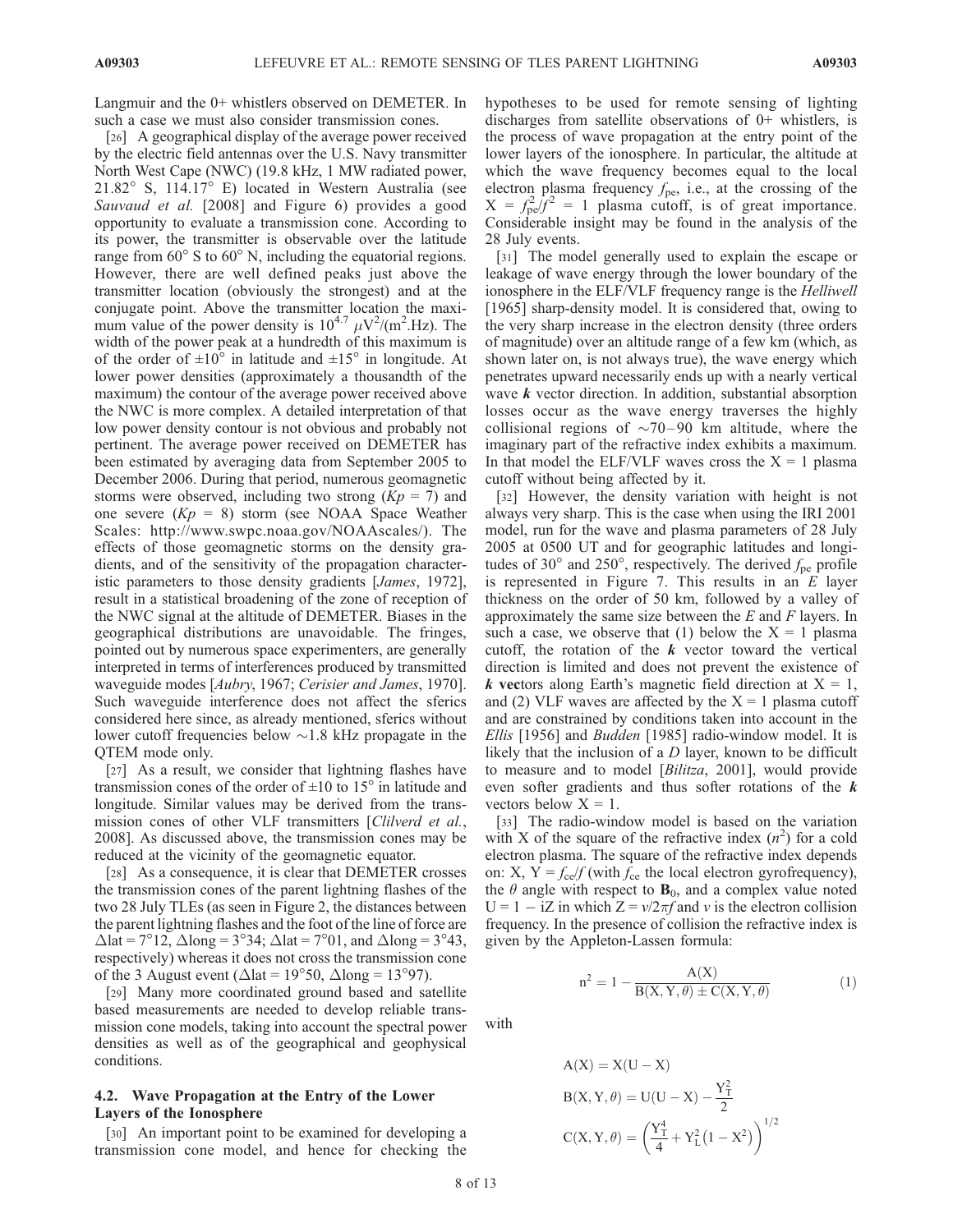Langmuir and the 0+ whistlers observed on DEMETER. In such a case we must also consider transmission cones.

[26] A geographical display of the average power received by the electric field antennas over the U.S. Navy transmitter North West Cape (NWC) (19.8 kHz, 1 MW radiated power, 21.82° S, 114.17° E) located in Western Australia (see *Sauvaud et al.* [2008] and Figure 6) provides a good opportunity to evaluate a transmission cone. According to its power, the transmitter is observable over the latitude range from 60° S to 60° N, including the equatorial regions. However, there are well defined peaks just above the transmitter location (obviously the strongest) and at the conjugate point. Above the transmitter location the maximum value of the power density is $10^{4.7}$ $\mu V^2/(m^2.Hz)$. The width of the power peak at a hundredth of this maximum is of the order of ±10° in latitude and ±15° in longitude. At lower power densities (approximately a thousandth of the maximum) the contour of the average power received above the NWC is more complex. A detailed interpretation of that low power density contour is not obvious and probably not pertinent. The average power received on DEMETER has been estimated by averaging data from September 2005 to December 2006. During that period, numerous geomagnetic storms were observed, including two strong ($Kp$ = 7) and one severe ($Kp$ = 8) storm (see NOAA Space Weather Scales: http://www.swpc.noaa.gov/NOAAscales/). The effects of those geomagnetic storms on the density gradients, and of the sensitivity of the propagation characteristic parameters to those density gradients [*James*, 1972], result in a statistical broadening of the zone of reception of the NWC signal at the altitude of DEMETER. Biases in the geographical distributions are unavoidable. The fringes, pointed out by numerous space experimenters, are generally interpreted in terms of interferences produced by transmitted waveguide modes [*Aubry*, 1967; *Cerisier and James*, 1970]. Such waveguide interference does not affect the sferics considered here since, as already mentioned, sferics without lower cutoff frequencies below ~1.8 kHz propagate in the QTEM mode only.

[27] As a result, we consider that lightning flashes have transmission cones of the order of ±10 to 15° in latitude and longitude. Similar values may be derived from the transmission cones of other VLF transmitters [*Clilverd et al.*, 2008]. As discussed above, the transmission cones may be reduced at the vicinity of the geomagnetic equator.

[28] As a consequence, it is clear that DEMETER crosses the transmission cones of the parent lightning flashes of the two 28 July TLEs (as seen in Figure 2, the distances between the parent lightning flashes and the foot of the line of force are Δlat = 7°12, Δlong = 3°34; Δlat = 7°01, and Δlong = 3°43, respectively) whereas it does not cross the transmission cone of the 3 August event (Δlat = 19°50, Δlong = 13°97).

[29] Many more coordinated ground based and satellite based measurements are needed to develop reliable transmission cone models, taking into account the spectral power densities as well as of the geographical and geophysical conditions.

### 4.2. Wave Propagation at the Entry of the Lower Layers of the Ionosphere

[30] An important point to be examined for developing a transmission cone model, and hence for checking the hypotheses to be used for remote sensing of lighting discharges from satellite observations of 0+ whistlers, is the process of wave propagation at the entry point of the lower layers of the ionosphere. In particular, the altitude at which the wave frequency becomes equal to the local electron plasma frequency $f_{pe}$, i.e., at the crossing of the $X = f_{pe}^2/f^2 = 1$ plasma cutoff, is of great importance. Considerable insight may be found in the analysis of the 28 July events.

[31] The model generally used to explain the escape or leakage of wave energy through the lower boundary of the ionosphere in the ELF/VLF frequency range is the *Helliwell* [1965] sharp-density model. It is considered that, owing to the very sharp increase in the electron density (three orders of magnitude) over an altitude range of a few km (which, as shown later on, is not always true), the wave energy which penetrates upward necessarily ends up with a nearly vertical wave ***k*** vector direction. In addition, substantial absorption losses occur as the wave energy traverses the highly collisional regions of ~70–90 km altitude, where the imaginary part of the refractive index exhibits a maximum. In that model the ELF/VLF waves cross the X = 1 plasma cutoff without being affected by it.

[32] However, the density variation with height is not always very sharp. This is the case when using the IRI 2001 model, run for the wave and plasma parameters of 28 July 2005 at 0500 UT and for geographic latitudes and longitudes of 30° and 250°, respectively. The derived $f_{pe}$ profile is represented in Figure 7. This results in an *E* layer thickness on the order of 50 km, followed by a valley of approximately the same size between the *E* and *F* layers. In such a case, we observe that (1) below the X = 1 plasma cutoff, the rotation of the ***k*** vector toward the vertical direction is limited and does not prevent the existence of ***k*** vectors along Earth's magnetic field direction at X = 1, and (2) VLF waves are affected by the X = 1 plasma cutoff and are constrained by conditions taken into account in the *Ellis* [1956] and *Budden* [1985] radio-window model. It is likely that the inclusion of a *D* layer, known to be difficult to measure and to model [*Bilitza*, 2001], would provide even softer gradients and thus softer rotations of the ***k*** vectors below X = 1.

[33] The radio-window model is based on the variation with X of the square of the refractive index ($n^2$) for a cold electron plasma. The square of the refractive index depends on: X, $Y = f_{ce}/f$ (with $f_{ce}$ the local electron gyrofrequency), the $\theta$ angle with respect to $\mathbf{B}_0$, and a complex value noted $U = 1 - iZ$ in which $Z = \nu/2\pi f$ and $\nu$ is the electron collision frequency. In the presence of collision the refractive index is given by the Appleton-Lassen formula:

$$n^2 = 1 - \frac{A(X)}{B(X, Y, \theta) \pm C(X, Y, \theta)} \qquad (1)$$

with

$$A(X) = X(U - X)$$

$$B(X, Y, \theta) = U(U - X) - \frac{Y_T^2}{2}$$

$$C(X, Y, \theta) = \left(\frac{Y_T^4}{4} + Y_L^2\left(1 - X^2\right)\right)^{1/2}$$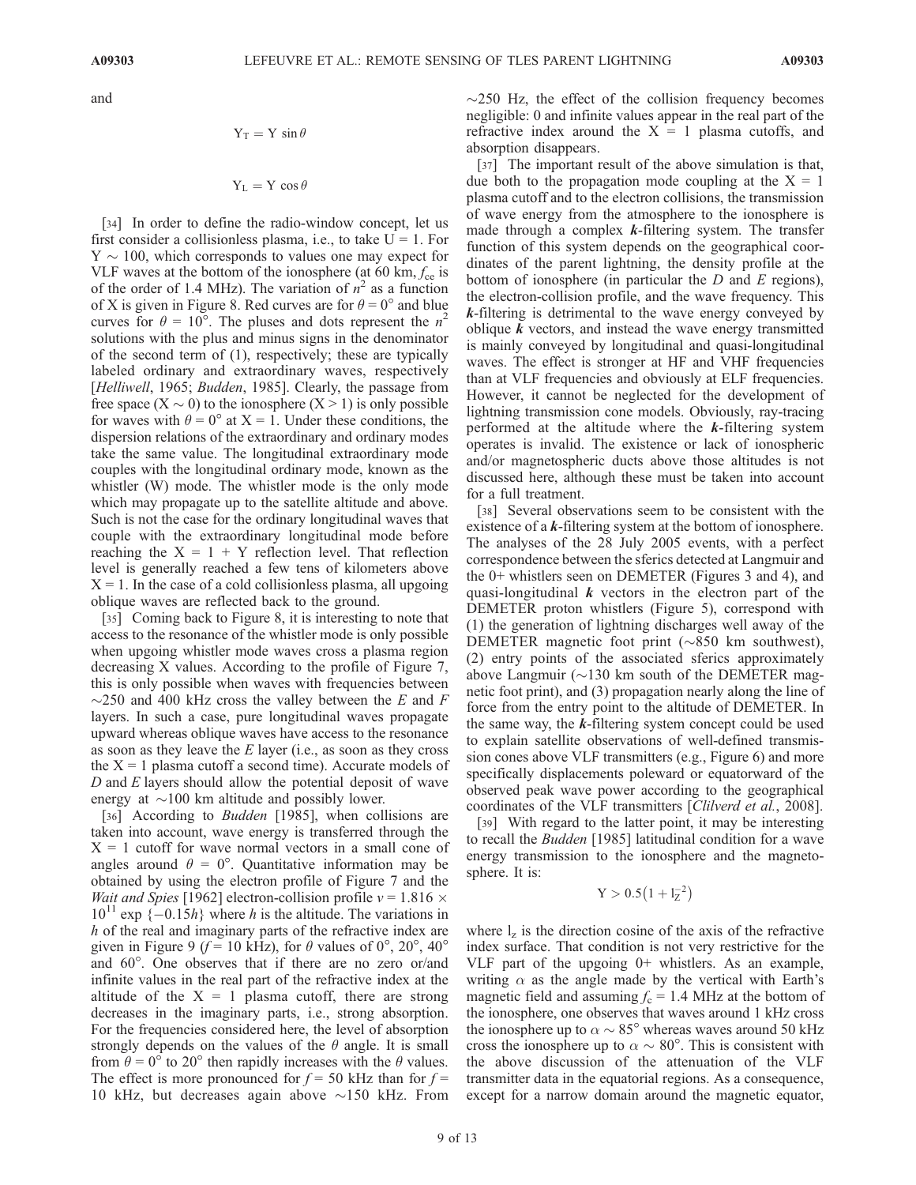and

$$Y_T = Y \sin\theta$$

$$Y_L = Y \cos\theta$$

[34] In order to define the radio-window concept, let us first consider a collisionless plasma, i.e., to take U = 1. For $Y \sim 100$, which corresponds to values one may expect for VLF waves at the bottom of the ionosphere (at 60 km, $f_{ce}$ is of the order of 1.4 MHz). The variation of $n^2$ as a function of X is given in Figure 8. Red curves are for $\theta = 0°$ and blue curves for $\theta = 10°$. The pluses and dots represent the $n^2$ solutions with the plus and minus signs in the denominator of the second term of (1), respectively; these are typically labeled ordinary and extraordinary waves, respectively [*Helliwell*, 1965; *Budden*, 1985]. Clearly, the passage from free space ($X \sim 0$) to the ionosphere ($X > 1$) is only possible for waves with $\theta = 0°$ at X = 1. Under these conditions, the dispersion relations of the extraordinary and ordinary modes take the same value. The longitudinal extraordinary mode couples with the longitudinal ordinary mode, known as the whistler (W) mode. The whistler mode is the only mode which may propagate up to the satellite altitude and above. Such is not the case for the ordinary longitudinal waves that couple with the extraordinary longitudinal mode before reaching the X = 1 + Y reflection level. That reflection level is generally reached a few tens of kilometers above X = 1. In the case of a cold collisionless plasma, all upgoing oblique waves are reflected back to the ground.

[35] Coming back to Figure 8, it is interesting to note that access to the resonance of the whistler mode is only possible when upgoing whistler mode waves cross a plasma region decreasing X values. According to the profile of Figure 7, this is only possible when waves with frequencies between ~250 and 400 kHz cross the valley between the *E* and *F* layers. In such a case, pure longitudinal waves propagate upward whereas oblique waves have access to the resonance as soon as they leave the *E* layer (i.e., as soon as they cross the X = 1 plasma cutoff a second time). Accurate models of *D* and *E* layers should allow the potential deposit of wave energy at ~100 km altitude and possibly lower.

[36] According to *Budden* [1985], when collisions are taken into account, wave energy is transferred through the X = 1 cutoff for wave normal vectors in a small cone of angles around $\theta = 0°$. Quantitative information may be obtained by using the electron profile of Figure 7 and the *Wait and Spies* [1962] electron-collision profile $v = 1.816 \times 10^{11} \exp\{-0.15h\}$ where *h* is the altitude. The variations in *h* of the real and imaginary parts of the refractive index are given in Figure 9 (*f* = 10 kHz), for $\theta$ values of 0°, 20°, 40° and 60°. One observes that if there are no zero or/and infinite values in the real part of the refractive index at the altitude of the X = 1 plasma cutoff, there are strong decreases in the imaginary parts, i.e., strong absorption. For the frequencies considered here, the level of absorption strongly depends on the values of the $\theta$ angle. It is small from $\theta = 0°$ to 20° then rapidly increases with the $\theta$ values. The effect is more pronounced for *f* = 50 kHz than for *f* = 10 kHz, but decreases again above ~150 kHz. From ~250 Hz, the effect of the collision frequency becomes negligible: 0 and infinite values appear in the real part of the refractive index around the X = 1 plasma cutoffs, and absorption disappears.

[37] The important result of the above simulation is that, due both to the propagation mode coupling at the X = 1 plasma cutoff and to the electron collisions, the transmission of wave energy from the atmosphere to the ionosphere is made through a complex ***k***-filtering system. The transfer function of this system depends on the geographical coordinates of the parent lightning, the density profile at the bottom of ionosphere (in particular the *D* and *E* regions), the electron-collision profile, and the wave frequency. This ***k***-filtering is detrimental to the wave energy conveyed by oblique ***k*** vectors, and instead the wave energy transmitted is mainly conveyed by longitudinal and quasi-longitudinal waves. The effect is stronger at HF and VHF frequencies than at VLF frequencies and obviously at ELF frequencies. However, it cannot be neglected for the development of lightning transmission cone models. Obviously, ray-tracing performed at the altitude where the ***k***-filtering system operates is invalid. The existence or lack of ionospheric and/or magnetospheric ducts above those altitudes is not discussed here, although these must be taken into account for a full treatment.

[38] Several observations seem to be consistent with the existence of a ***k***-filtering system at the bottom of ionosphere. The analyses of the 28 July 2005 events, with a perfect correspondence between the sferics detected at Langmuir and the 0+ whistlers seen on DEMETER (Figures 3 and 4), and quasi-longitudinal ***k*** vectors in the electron part of the DEMETER proton whistlers (Figure 5), correspond with (1) the generation of lightning discharges well away of the DEMETER magnetic foot print (~850 km southwest), (2) entry points of the associated sferics approximately above Langmuir (~130 km south of the DEMETER magnetic foot print), and (3) propagation nearly along the line of force from the entry point to the altitude of DEMETER. In the same way, the ***k***-filtering system concept could be used to explain satellite observations of well-defined transmission cones above VLF transmitters (e.g., Figure 6) and more specifically displacements poleward or equatorward of the observed peak wave power according to the geographical coordinates of the VLF transmitters [*Clilverd et al.*, 2008].

[39] With regard to the latter point, it may be interesting to recall the *Budden* [1985] latitudinal condition for a wave energy transmission to the ionosphere and the magnetosphere. It is:

$$Y > 0.5\left(1 + l_Z^{-2}\right)$$

where $l_z$ is the direction cosine of the axis of the refractive index surface. That condition is not very restrictive for the VLF part of the upgoing 0+ whistlers. As an example, writing $\alpha$ as the angle made by the vertical with Earth's magnetic field and assuming $f_c$ = 1.4 MHz at the bottom of the ionosphere, one observes that waves around 1 kHz cross the ionosphere up to $\alpha \sim 85°$ whereas waves around 50 kHz cross the ionosphere up to $\alpha \sim 80°$. This is consistent with the above discussion of the attenuation of the VLF transmitter data in the equatorial regions. As a consequence, except for a narrow domain around the magnetic equator,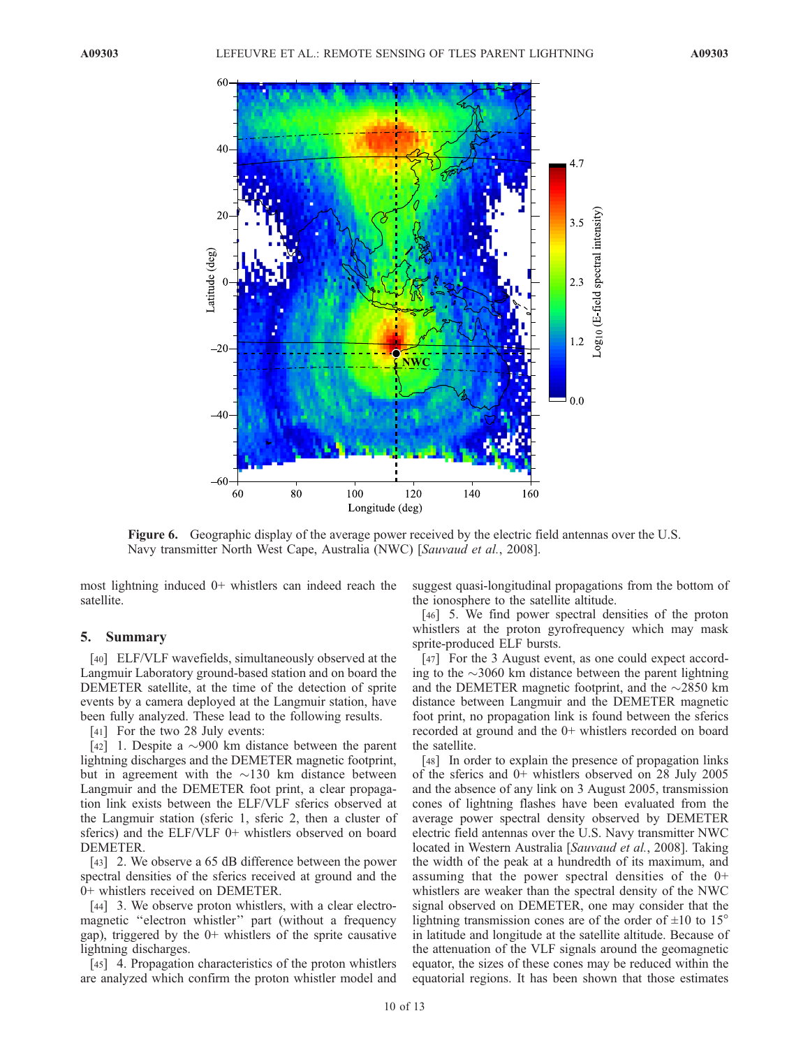**Figure 6.** Geographic display of the average power received by the electric field antennas over the U.S. Navy transmitter North West Cape, Australia (NWC) [*Sauvaud et al.*, 2008].

most lightning induced 0+ whistlers can indeed reach the satellite.

## 5. Summary

[40] ELF/VLF wavefields, simultaneously observed at the Langmuir Laboratory ground-based station and on board the DEMETER satellite, at the time of the detection of sprite events by a camera deployed at the Langmuir station, have been fully analyzed. These lead to the following results.

[41] For the two 28 July events:

[42] 1. Despite a ~900 km distance between the parent lightning discharges and the DEMETER magnetic footprint, but in agreement with the ~130 km distance between Langmuir and the DEMETER foot print, a clear propagation link exists between the ELF/VLF sferics observed at the Langmuir station (sferic 1, sferic 2, then a cluster of sferics) and the ELF/VLF 0+ whistlers observed on board DEMETER.

[43] 2. We observe a 65 dB difference between the power spectral densities of the sferics received at ground and the 0+ whistlers received on DEMETER.

[44] 3. We observe proton whistlers, with a clear electromagnetic "electron whistler" part (without a frequency gap), triggered by the 0+ whistlers of the sprite causative lightning discharges.

[45] 4. Propagation characteristics of the proton whistlers are analyzed which confirm the proton whistler model and suggest quasi-longitudinal propagations from the bottom of the ionosphere to the satellite altitude.

[46] 5. We find power spectral densities of the proton whistlers at the proton gyrofrequency which may mask sprite-produced ELF bursts.

[47] For the 3 August event, as one could expect according to the ~3060 km distance between the parent lightning and the DEMETER magnetic footprint, and the ~2850 km distance between Langmuir and the DEMETER magnetic foot print, no propagation link is found between the sferics recorded at ground and the 0+ whistlers recorded on board the satellite.

[48] In order to explain the presence of propagation links of the sferics and 0+ whistlers observed on 28 July 2005 and the absence of any link on 3 August 2005, transmission cones of lightning flashes have been evaluated from the average power spectral density observed by DEMETER electric field antennas over the U.S. Navy transmitter NWC located in Western Australia [*Sauvaud et al.*, 2008]. Taking the width of the peak at a hundredth of its maximum, and assuming that the power spectral densities of the 0+ whistlers are weaker than the spectral density of the NWC signal observed on DEMETER, one may consider that the lightning transmission cones are of the order of ±10 to 15° in latitude and longitude at the satellite altitude. Because of the attenuation of the VLF signals around the geomagnetic equator, the sizes of these cones may be reduced within the equatorial regions. It has been shown that those estimates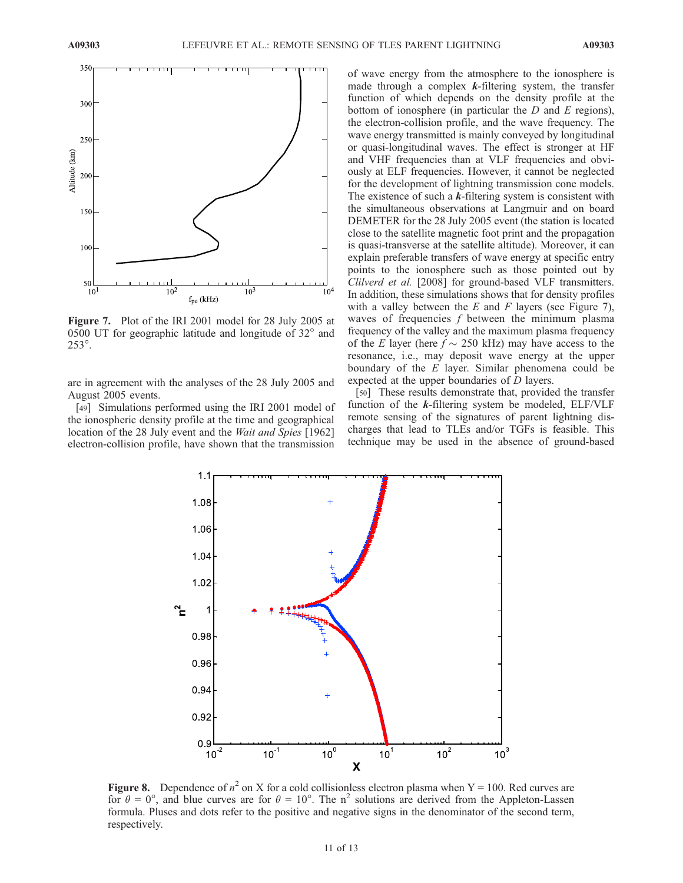**Figure 7.** Plot of the IRI 2001 model for 28 July 2005 at 0500 UT for geographic latitude and longitude of 32° and 253°.

are in agreement with the analyses of the 28 July 2005 and August 2005 events.

[49] Simulations performed using the IRI 2001 model of the ionospheric density profile at the time and geographical location of the 28 July event and the *Wait and Spies* [1962] electron-collision profile, have shown that the transmission of wave energy from the atmosphere to the ionosphere is made through a complex ***k***-filtering system, the transfer function of which depends on the density profile at the bottom of ionosphere (in particular the *D* and *E* regions), the electron-collision profile, and the wave frequency. The wave energy transmitted is mainly conveyed by longitudinal or quasi-longitudinal waves. The effect is stronger at HF and VHF frequencies than at VLF frequencies and obviously at ELF frequencies. However, it cannot be neglected for the development of lightning transmission cone models. The existence of such a ***k***-filtering system is consistent with the simultaneous observations at Langmuir and on board DEMETER for the 28 July 2005 event (the station is located close to the satellite magnetic foot print and the propagation is quasi-transverse at the satellite altitude). Moreover, it can explain preferable transfers of wave energy at specific entry points to the ionosphere such as those pointed out by *Clilverd et al.* [2008] for ground-based VLF transmitters. In addition, these simulations shows that for density profiles with a valley between the *E* and *F* layers (see Figure 7), waves of frequencies *f* between the minimum plasma frequency of the valley and the maximum plasma frequency of the *E* layer (here $f \sim 250$ kHz) may have access to the resonance, i.e., may deposit wave energy at the upper boundary of the *E* layer. Similar phenomena could be expected at the upper boundaries of *D* layers.

[50] These results demonstrate that, provided the transfer function of the ***k***-filtering system be modeled, ELF/VLF remote sensing of the signatures of parent lightning discharges that lead to TLEs and/or TGFs is feasible. This technique may be used in the absence of ground-based

**Figure 8.** Dependence of $n^2$ on X for a cold collisionless electron plasma when Y = 100. Red curves are for $\theta = 0°$, and blue curves are for $\theta = 10°$. The $n^2$ solutions are derived from the Appleton-Lassen formula. Pluses and dots refer to the positive and negative signs in the denominator of the second term, respectively.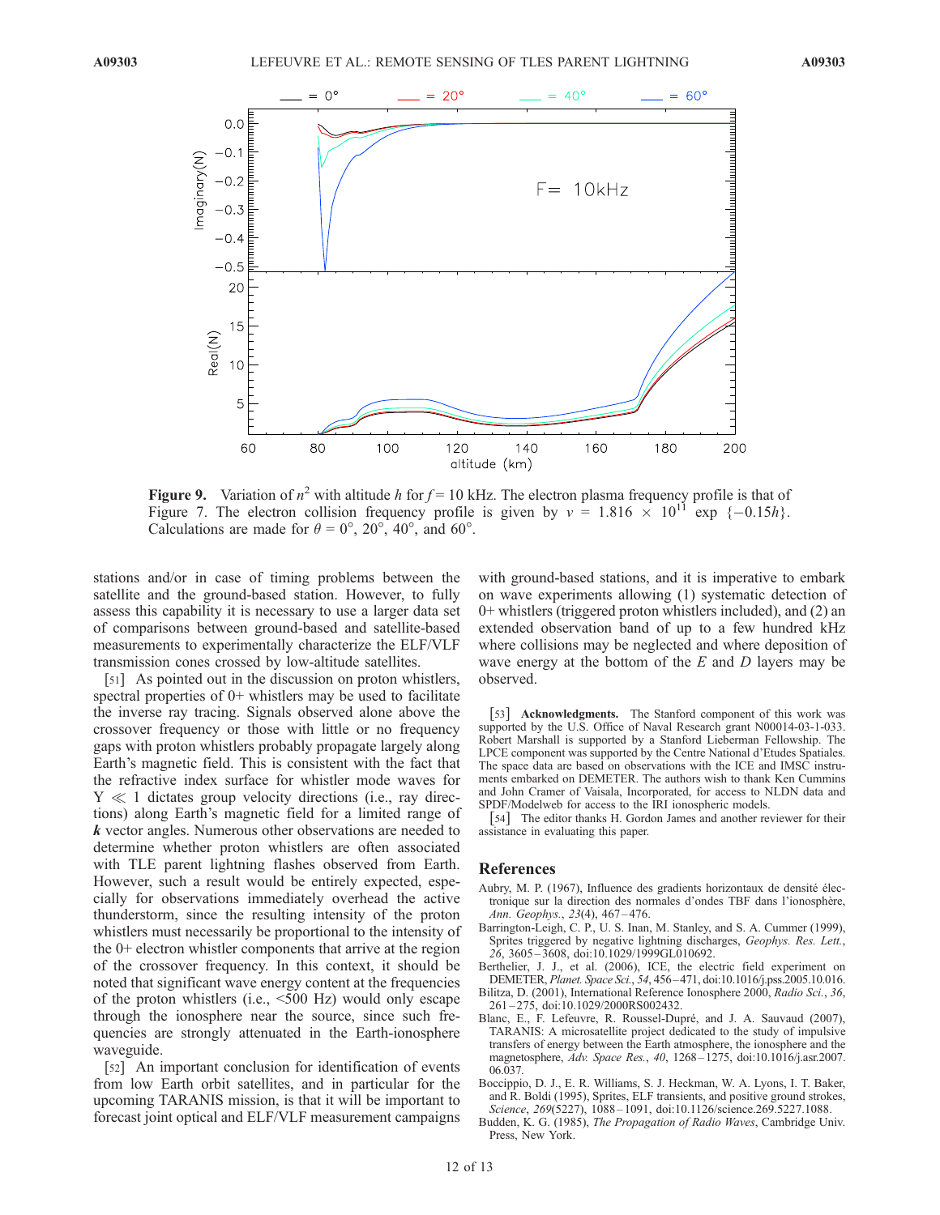Figure 9. Variation of $n^2$ with altitude $h$ for $f = 10$ kHz. The electron plasma frequency profile is that of Figure 7. The electron collision frequency profile is given by $\nu = 1.816 \times 10^{11} \exp\{-0.15h\}$. Calculations are made for $\theta = 0°$, 20°, 40°, and 60°.

stations and/or in case of timing problems between the satellite and the ground-based station. However, to fully assess this capability it is necessary to use a larger data set of comparisons between ground-based and satellite-based measurements to experimentally characterize the ELF/VLF transmission cones crossed by low-altitude satellites.

[51] As pointed out in the discussion on proton whistlers, spectral properties of 0+ whistlers may be used to facilitate the inverse ray tracing. Signals observed alone above the crossover frequency or those with little or no frequency gaps with proton whistlers probably propagate largely along Earth's magnetic field. This is consistent with the fact that the refractive index surface for whistler mode waves for $Y \ll 1$ dictates group velocity directions (i.e., ray directions) along Earth's magnetic field for a limited range of ***k*** vector angles. Numerous other observations are needed to determine whether proton whistlers are often associated with TLE parent lightning flashes observed from Earth. However, such a result would be entirely expected, especially for observations immediately overhead the active thunderstorm, since the resulting intensity of the proton whistlers must necessarily be proportional to the intensity of the 0+ electron whistler components that arrive at the region of the crossover frequency. In this context, it should be noted that significant wave energy content at the frequencies of the proton whistlers (i.e., <500 Hz) would only escape through the ionosphere near the source, since such frequencies are strongly attenuated in the Earth-ionosphere waveguide.

[52] An important conclusion for identification of events from low Earth orbit satellites, and in particular for the upcoming TARANIS mission, is that it will be important to forecast joint optical and ELF/VLF measurement campaigns with ground-based stations, and it is imperative to embark on wave experiments allowing (1) systematic detection of 0+ whistlers (triggered proton whistlers included), and (2) an extended observation band of up to a few hundred kHz where collisions may be neglected and where deposition of wave energy at the bottom of the *E* and *D* layers may be observed.

[53] **Acknowledgments.** The Stanford component of this work was supported by the U.S. Office of Naval Research grant N00014-03-1-033. Robert Marshall is supported by a Stanford Lieberman Fellowship. The LPCE component was supported by the Centre National d'Etudes Spatiales. The space data are based on observations with the ICE and IMSC instruments embarked on DEMETER. The authors wish to thank Ken Cummins and John Cramer of Vaisala, Incorporated, for access to NLDN data and SPDF/Modelweb for access to the IRI ionospheric models.

[54] The editor thanks H. Gordon James and another reviewer for their assistance in evaluating this paper.

## References

Aubry, M. P. (1967), Influence des gradients horizontaux de densité électronique sur la direction des normales d'ondes TBF dans l'ionosphère, *Ann. Geophys.*, *23*(4), 467–476.

Barrington-Leigh, C. P., U. S. Inan, M. Stanley, and S. A. Cummer (1999), Sprites triggered by negative lightning discharges, *Geophys. Res. Lett.*, *26*, 3605–3608, doi:10.1029/1999GL010692.

Berthelier, J. J., et al. (2006), ICE, the electric field experiment on DEMETER, *Planet. Space Sci.*, *54*, 456–471, doi:10.1016/j.pss.2005.10.016.

Bilitza, D. (2001), International Reference Ionosphere 2000, *Radio Sci.*, *36*, 261–275, doi:10.1029/2000RS002432.

Blanc, E., F. Lefeuvre, R. Roussel-Dupré, and J. A. Sauvaud (2007), TARANIS: A microsatellite project dedicated to the study of impulsive transfers of energy between the Earth atmosphere, the ionosphere and the magnetosphere, *Adv. Space Res.*, *40*, 1268–1275, doi:10.1016/j.asr.2007.06.037.

Boccippio, D. J., E. R. Williams, S. J. Heckman, W. A. Lyons, I. T. Baker, and R. Boldi (1995), Sprites, ELF transients, and positive ground strokes, *Science*, *269*(5227), 1088–1091, doi:10.1126/science.269.5227.1088.

Budden, K. G. (1985), *The Propagation of Radio Waves*, Cambridge Univ. Press, New York.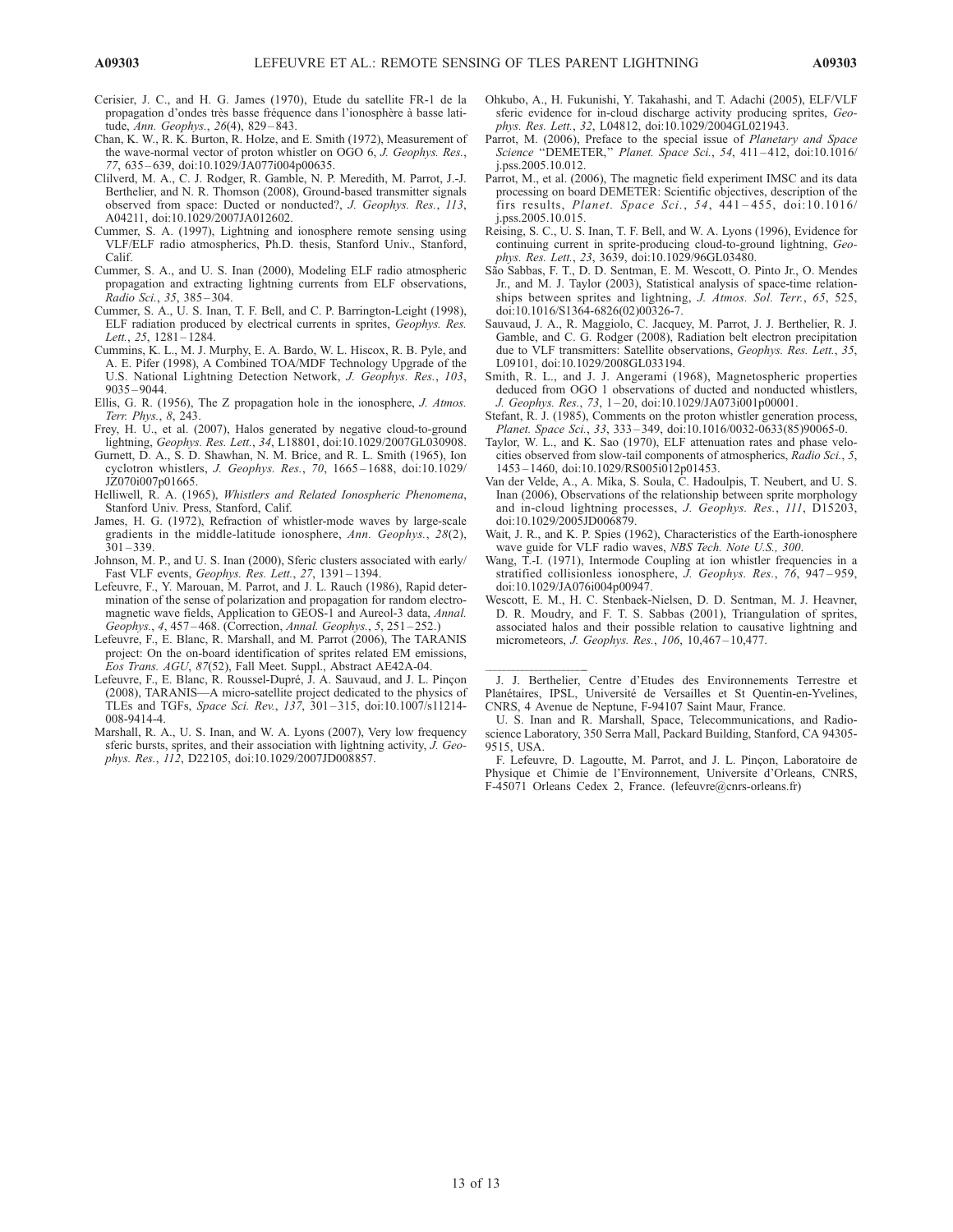Cerisier, J. C., and H. G. James (1970), Etude du satellite FR-1 de la propagation d'ondes très basse fréquence dans l'ionosphère à basse latitude, *Ann. Geophys.*, *26*(4), 829–843.

Chan, K. W., R. K. Burton, R. Holze, and E. Smith (1972), Measurement of the wave-normal vector of proton whistler on OGO 6, *J. Geophys. Res.*, *77*, 635–639, doi:10.1029/JA077i004p00635.

Clilverd, M. A., C. J. Rodger, R. Gamble, N. P. Meredith, M. Parrot, J.-J. Berthelier, and N. R. Thomson (2008), Ground-based transmitter signals observed from space: Ducted or nonducted?, *J. Geophys. Res.*, *113*, A04211, doi:10.1029/2007JA012602.

Cummer, S. A. (1997), Lightning and ionosphere remote sensing using VLF/ELF radio atmospherics, Ph.D. thesis, Stanford Univ., Stanford, Calif.

Cummer, S. A., and U. S. Inan (2000), Modeling ELF radio atmospheric propagation and extracting lightning currents from ELF observations, *Radio Sci.*, *35*, 385–304.

Cummer, S. A., U. S. Inan, T. F. Bell, and C. P. Barrington-Leight (1998), ELF radiation produced by electrical currents in sprites, *Geophys. Res. Lett.*, *25*, 1281–1284.

Cummins, K. L., M. J. Murphy, E. A. Bardo, W. L. Hiscox, R. B. Pyle, and A. E. Pifer (1998), A Combined TOA/MDF Technology Upgrade of the U.S. National Lightning Detection Network, *J. Geophys. Res.*, *103*, 9035–9044.

Ellis, G. R. (1956), The Z propagation hole in the ionosphere, *J. Atmos. Terr. Phys.*, *8*, 243.

Frey, H. U., et al. (2007), Halos generated by negative cloud-to-ground lightning, *Geophys. Res. Lett.*, *34*, L18801, doi:10.1029/2007GL030908.

Gurnett, D. A., S. D. Shawhan, N. M. Brice, and R. L. Smith (1965), Ion cyclotron whistlers, *J. Geophys. Res.*, *70*, 1665–1688, doi:10.1029/JZ070i007p01665.

Helliwell, R. A. (1965), *Whistlers and Related Ionospheric Phenomena*, Stanford Univ. Press, Stanford, Calif.

James, H. G. (1972), Refraction of whistler-mode waves by large-scale gradients in the middle-latitude ionosphere, *Ann. Geophys.*, *28*(2), 301–339.

Johnson, M. P., and U. S. Inan (2000), Sferic clusters associated with early/Fast VLF events, *Geophys. Res. Lett.*, *27*, 1391–1394.

Lefeuvre, F., Y. Marouan, M. Parrot, and J. L. Rauch (1986), Rapid determination of the sense of polarization and propagation for random electromagnetic wave fields, Application to GEOS-1 and Aureol-3 data, *Annal. Geophys.*, *4*, 457–468. (Correction, *Annal. Geophys.*, *5*, 251–252.)

Lefeuvre, F., E. Blanc, R. Marshall, and M. Parrot (2006), The TARANIS project: On the on-board identification of sprites related EM emissions, *Eos Trans. AGU*, *87*(52), Fall Meet. Suppl., Abstract AE42A-04.

Lefeuvre, F., E. Blanc, R. Roussel-Dupré, J. A. Sauvaud, and J. L. Pinçon (2008), TARANIS—A micro-satellite project dedicated to the physics of TLEs and TGFs, *Space Sci. Rev.*, *137*, 301–315, doi:10.1007/s11214-008-9414-4.

Marshall, R. A., U. S. Inan, and W. A. Lyons (2007), Very low frequency sferic bursts, sprites, and their association with lightning activity, *J. Geophys. Res.*, *112*, D22105, doi:10.1029/2007JD008857.

Ohkubo, A., H. Fukunishi, Y. Takahashi, and T. Adachi (2005), ELF/VLF sferic evidence for in-cloud discharge activity producing sprites, *Geophys. Res. Lett.*, *32*, L04812, doi:10.1029/2004GL021943.

Parrot, M. (2006), Preface to the special issue of *Planetary and Space Science* "DEMETER," *Planet. Space Sci.*, *54*, 411–412, doi:10.1016/j.pss.2005.10.012.

Parrot, M., et al. (2006), The magnetic field experiment IMSC and its data processing on board DEMETER: Scientific objectives, description of the firs results, *Planet. Space Sci.*, *54*, 441–455, doi:10.1016/j.pss.2005.10.015.

Reising, S. C., U. S. Inan, T. F. Bell, and W. A. Lyons (1996), Evidence for continuing current in sprite-producing cloud-to-ground lightning, *Geophys. Res. Lett.*, *23*, 3639, doi:10.1029/96GL03480.

São Sabbas, F. T., D. D. Sentman, E. M. Wescott, O. Pinto Jr., O. Mendes Jr., and M. J. Taylor (2003), Statistical analysis of space-time relationships between sprites and lightning, *J. Atmos. Sol. Terr.*, *65*, 525, doi:10.1016/S1364-6826(02)00326-7.

Sauvaud, J. A., R. Maggiolo, C. Jacquey, M. Parrot, J. J. Berthelier, R. J. Gamble, and C. G. Rodger (2008), Radiation belt electron precipitation due to VLF transmitters: Satellite observations, *Geophys. Res. Lett.*, *35*, L09101, doi:10.1029/2008GL033194.

Smith, R. L., and J. J. Angerami (1968), Magnetospheric properties deduced from OGO 1 observations of ducted and nonducted whistlers, *J. Geophys. Res.*, *73*, 1–20, doi:10.1029/JA073i001p00001.

Stefant, R. J. (1985), Comments on the proton whistler generation process, *Planet. Space Sci.*, *33*, 333–349, doi:10.1016/0032-0633(85)90065-0.

Taylor, W. L., and K. Sao (1970), ELF attenuation rates and phase velocities observed from slow-tail components of atmospherics, *Radio Sci.*, *5*, 1453–1460, doi:10.1029/RS005i012p01453.

Van der Velde, A., A. Mika, S. Soula, C. Hadoulpis, T. Neubert, and U. S. Inan (2006), Observations of the relationship between sprite morphology and in-cloud lightning processes, *J. Geophys. Res.*, *111*, D15203, doi:10.1029/2005JD006879.

Wait, J. R., and K. P. Spies (1962), Characteristics of the Earth-ionosphere wave guide for VLF radio waves, *NBS Tech. Note U.S.*, *300*.

Wang, T.-I. (1971), Intermode Coupling at ion whistler frequencies in a stratified collisionless ionosphere, *J. Geophys. Res.*, *76*, 947–959, doi:10.1029/JA076i004p00947.

Wescott, E. M., H. C. Stenbaek-Nielsen, D. D. Sentman, M. J. Heavner, D. R. Moudry, and F. T. S. Sabbas (2001), Triangulation of sprites, associated halos and their possible relation to causative lightning and micrometeors, *J. Geophys. Res.*, *106*, 10,467–10,477.

---

J. J. Berthelier, Centre d'Etudes des Environnements Terrestre et Planétaires, IPSL, Université de Versailles et St Quentin-en-Yvelines, CNRS, 4 Avenue de Neptune, F-94107 Saint Maur, France.

U. S. Inan and R. Marshall, Space, Telecommunications, and Radioscience Laboratory, 350 Serra Mall, Packard Building, Stanford, CA 94305-9515, USA.

F. Lefeuvre, D. Lagoutte, M. Parrot, and J. L. Pinçon, Laboratoire de Physique et Chimie de l'Environnement, Universite d'Orleans, CNRS, F-45071 Orleans Cedex 2, France. (lefeuvre@cnrs-orleans.fr)